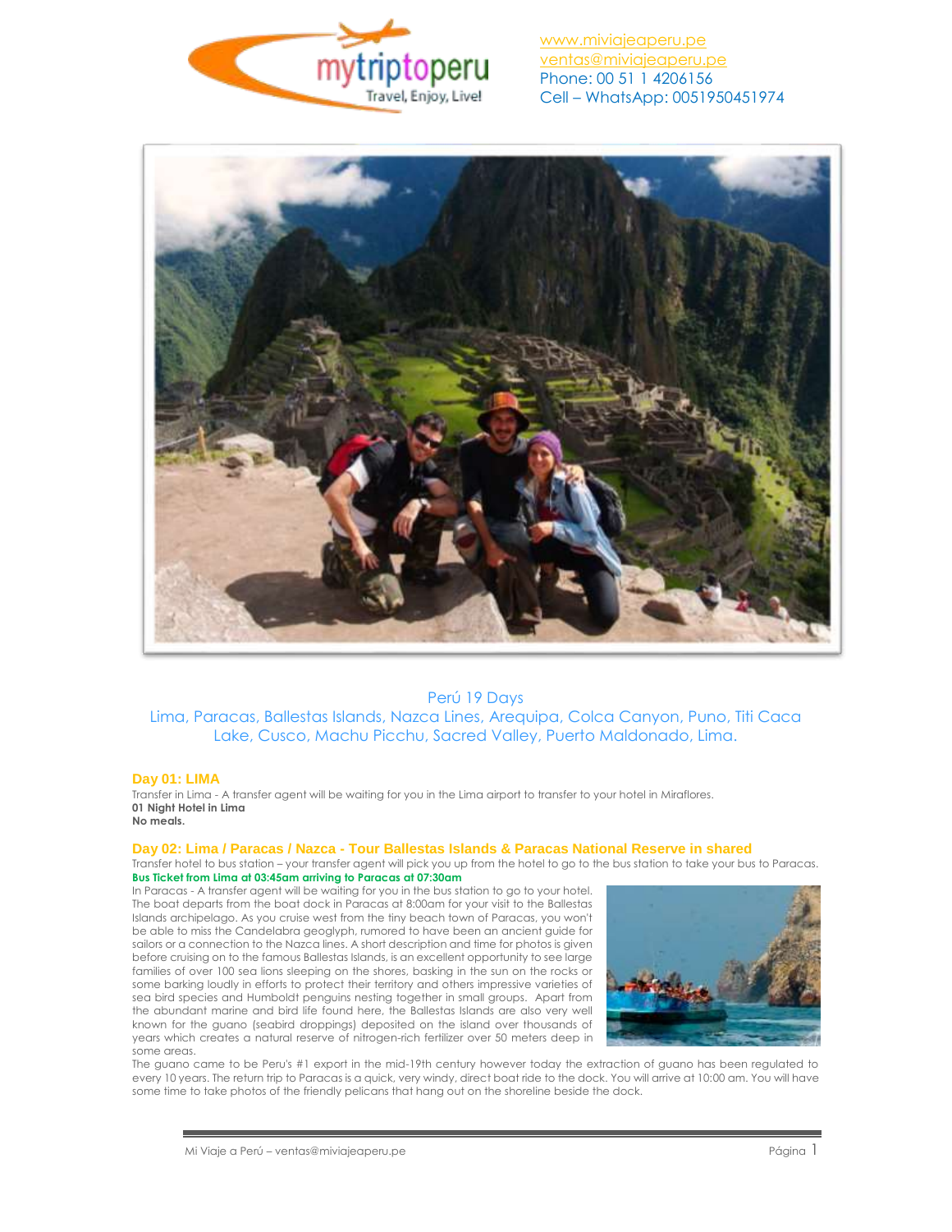www.miviajeaperu.pe
ventas@miviajeaperu.pe
Phone: 00 51 1 4206156
Cell – WhatsApp: 0051950451974

Perú 19 Days

Lima, Paracas, Ballestas Islands, Nazca Lines, Arequipa, Colca Canyon, Puno, Titi Caca Lake, Cusco, Machu Picchu, Sacred Valley, Puerto Maldonado, Lima.

## Day 01: LIMA

Transfer in Lima - A transfer agent will be waiting for you in the Lima airport to transfer to your hotel in Miraflores.
**01 Night Hotel in Lima**
**No meals.**

## Day 02: Lima / Paracas / Nazca - Tour Ballestas Islands & Paracas National Reserve in shared

Transfer hotel to bus station – your transfer agent will pick you up from the hotel to go to the bus station to take your bus to Paracas.
**Bus Ticket from Lima at 03:45am arriving to Paracas at 07:30am**

In Paracas - A transfer agent will be waiting for you in the bus station to go to your hotel. The boat departs from the boat dock in Paracas at 8:00am for your visit to the Ballestas Islands archipelago. As you cruise west from the tiny beach town of Paracas, you won't be able to miss the Candelabra geoglyph, rumored to have been an ancient guide for sailors or a connection to the Nazca lines. A short description and time for photos is given before cruising on to the famous Ballestas Islands, is an excellent opportunity to see large families of over 100 sea lions sleeping on the shores, basking in the sun on the rocks or some barking loudly in efforts to protect their territory and others impressive varieties of sea bird species and Humboldt penguins nesting together in small groups. Apart from the abundant marine and bird life found here, the Ballestas Islands are also very well known for the guano (seabird droppings) deposited on the island over thousands of years which creates a natural reserve of nitrogen-rich fertilizer over 50 meters deep in some areas.

The guano came to be Peru's #1 export in the mid-19th century however today the extraction of guano has been regulated to every 10 years. The return trip to Paracas is a quick, very windy, direct boat ride to the dock. You will arrive at 10:00 am. You will have some time to take photos of the friendly pelicans that hang out on the shoreline beside the dock.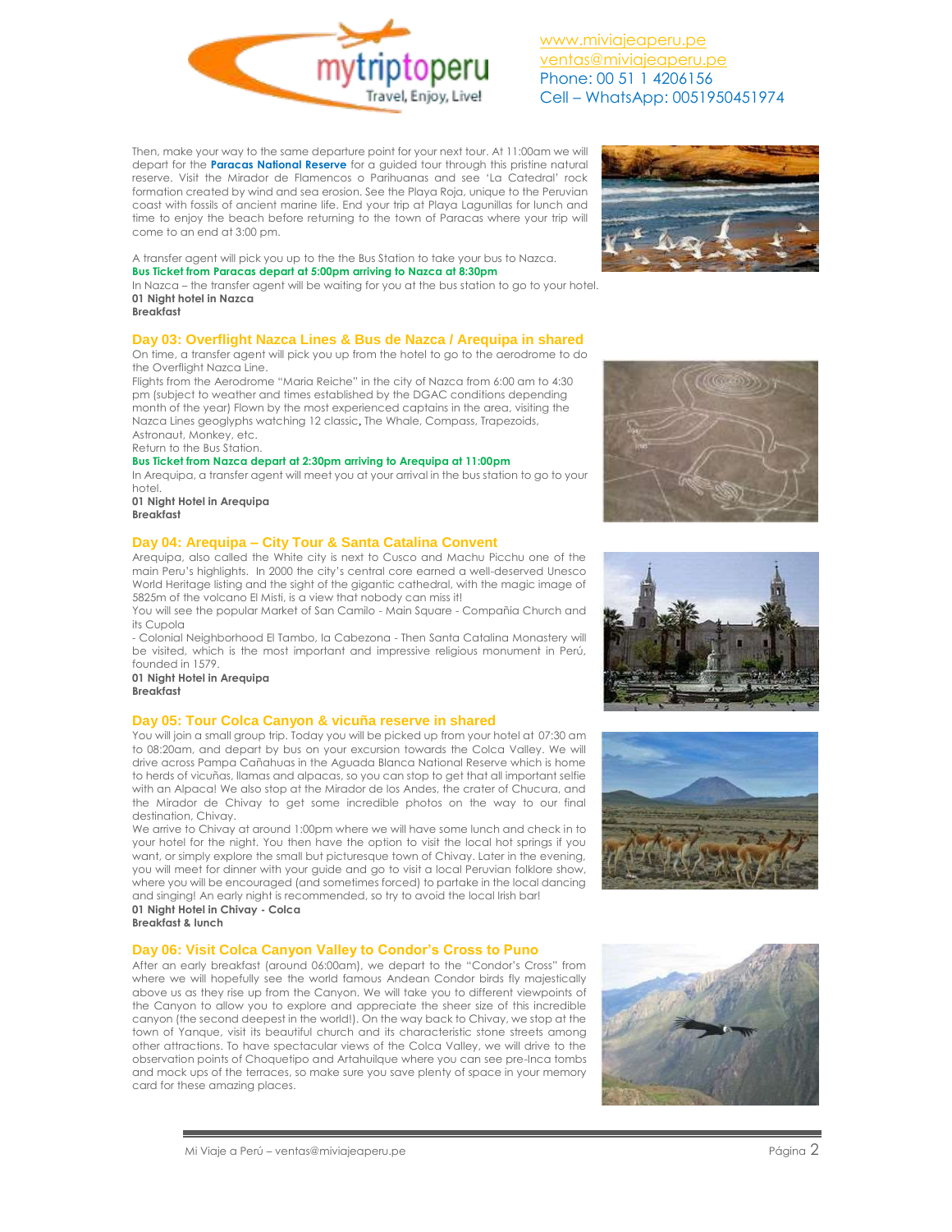Then, make your way to the same departure point for your next tour. At 11:00am we will depart for the **Paracas National Reserve** for a guided tour through this pristine natural reserve. Visit the Mirador de Flamencos o Parihuanas and see 'La Catedral' rock formation created by wind and sea erosion. See the Playa Roja, unique to the Peruvian coast with fossils of ancient marine life. End your trip at Playa Lagunillas for lunch and time to enjoy the beach before returning to the town of Paracas where your trip will come to an end at 3:00 pm.

A transfer agent will pick you up to the the Bus Station to take your bus to Nazca.
**Bus Ticket from Paracas depart at 5:00pm arriving to Nazca at 8:30pm**
In Nazca – the transfer agent will be waiting for you at the bus station to go to your hotel.
**01 Night hotel in Nazca**
**Breakfast**

## Day 03: Overflight Nazca Lines & Bus de Nazca / Arequipa in shared

On time, a transfer agent will pick you up from the hotel to go to the aerodrome to do the Overflight Nazca Line.
Flights from the Aerodrome "Maria Reiche" in the city of Nazca from 6:00 am to 4:30 pm (subject to weather and times established by the DGAC conditions depending month of the year) Flown by the most experienced captains in the area, visiting the Nazca Lines geoglyphs watching 12 classic**,** The Whale, Compass, Trapezoids, Astronaut, Monkey, etc.
Return to the Bus Station.
**Bus Ticket from Nazca depart at 2:30pm arriving to Arequipa at 11:00pm**
In Arequipa, a transfer agent will meet you at your arrival in the bus station to go to your hotel.
**01 Night Hotel in Arequipa**
**Breakfast**

## Day 04: Arequipa – City Tour & Santa Catalina Convent

Arequipa, also called the White city is next to Cusco and Machu Picchu one of the main Peru's highlights. In 2000 the city's central core earned a well-deserved Unesco World Heritage listing and the sight of the gigantic cathedral, with the magic image of 5825m of the volcano El Misti, is a view that nobody can miss it!
You will see the popular Market of San Camilo - Main Square - Compañia Church and its Cupola
- Colonial Neighborhood El Tambo, la Cabezona - Then Santa Catalina Monastery will be visited, which is the most important and impressive religious monument in Perú, founded in 1579.
**01 Night Hotel in Arequipa**
**Breakfast**

## Day 05: Tour Colca Canyon & vicuña reserve in shared

You will join a small group trip. Today you will be picked up from your hotel at 07:30 am to 08:20am, and depart by bus on your excursion towards the Colca Valley. We will drive across Pampa Cañahuas in the Aguada Blanca National Reserve which is home to herds of vicuñas, llamas and alpacas, so you can stop to get that all important selfie with an Alpaca! We also stop at the Mirador de los Andes, the crater of Chucura, and the Mirador de Chivay to get some incredible photos on the way to our final destination, Chivay.
We arrive to Chivay at around 1:00pm where we will have some lunch and check in to your hotel for the night. You then have the option to visit the local hot springs if you want, or simply explore the small but picturesque town of Chivay. Later in the evening, you will meet for dinner with your guide and go to visit a local Peruvian folklore show, where you will be encouraged (and sometimes forced) to partake in the local dancing and singing! An early night is recommended, so try to avoid the local Irish bar!
**01 Night Hotel in Chivay - Colca**
**Breakfast & lunch**

## Day 06: Visit Colca Canyon Valley to Condor's Cross to Puno

After an early breakfast (around 06:00am), we depart to the "Condor's Cross" from where we will hopefully see the world famous Andean Condor birds fly majestically above us as they rise up from the Canyon. We will take you to different viewpoints of the Canyon to allow you to explore and appreciate the sheer size of this incredible canyon (the second deepest in the world!). On the way back to Chivay, we stop at the town of Yanque, visit its beautiful church and its characteristic stone streets among other attractions. To have spectacular views of the Colca Valley, we will drive to the observation points of Choquetipo and Artahuilque where you can see pre-Inca tombs and mock ups of the terraces, so make sure you save plenty of space in your memory card for these amazing places.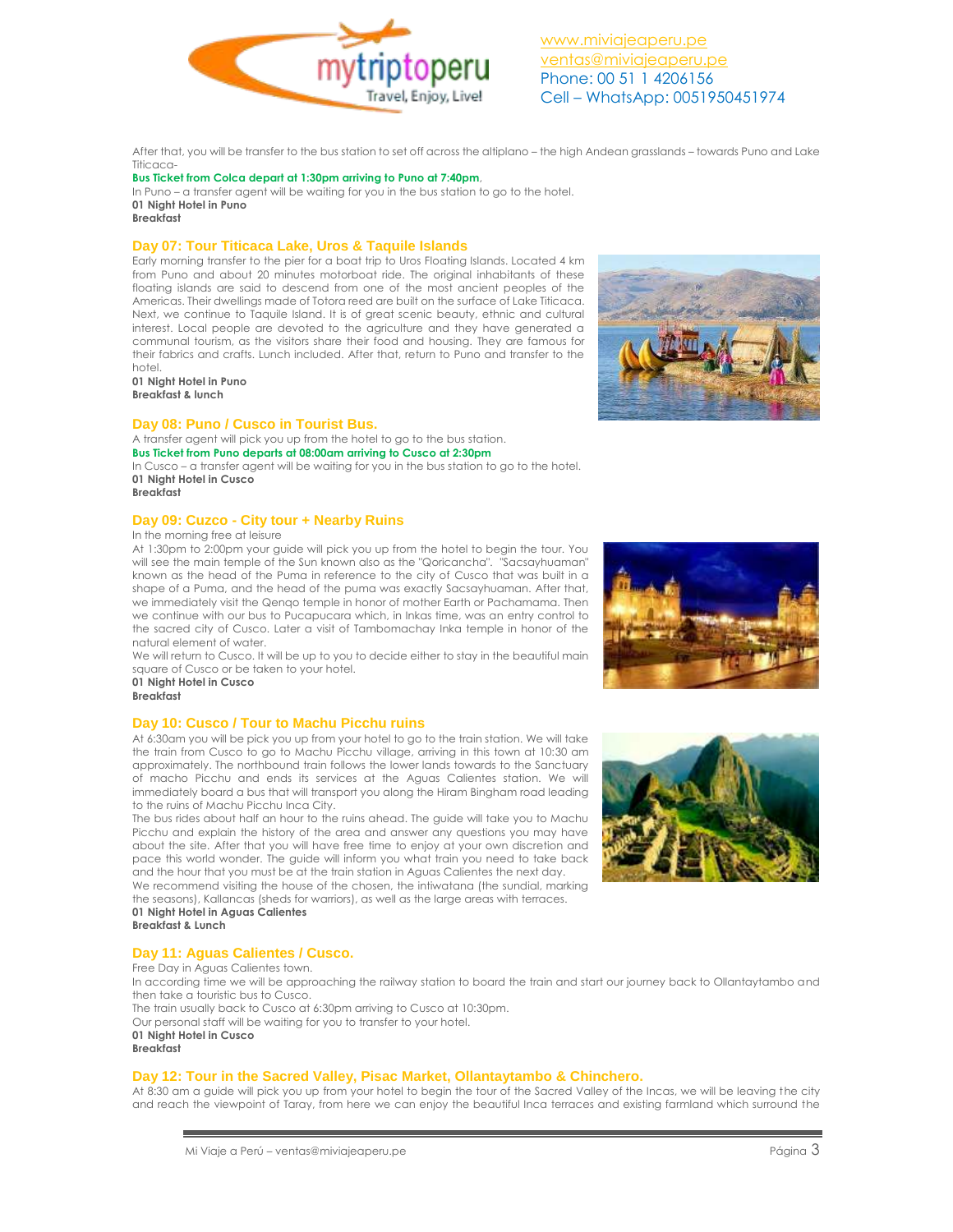After that, you will be transfer to the bus station to set off across the altiplano – the high Andean grasslands – towards Puno and Lake Titicaca-

**Bus Ticket from Colca depart at 1:30pm arriving to Puno at 7:40pm**,

In Puno – a transfer agent will be waiting for you in the bus station to go to the hotel.

**01 Night Hotel in Puno**
**Breakfast**

## Day 07: Tour Titicaca Lake, Uros & Taquile Islands

Early morning transfer to the pier for a boat trip to Uros Floating Islands. Located 4 km from Puno and about 20 minutes motorboat ride. The original inhabitants of these floating islands are said to descend from one of the most ancient peoples of the Americas. Their dwellings made of Totora reed are built on the surface of Lake Titicaca. Next, we continue to Taquile Island. It is of great scenic beauty, ethnic and cultural interest. Local people are devoted to the agriculture and they have generated a communal tourism, as the visitors share their food and housing. They are famous for their fabrics and crafts. Lunch included. After that, return to Puno and transfer to the hotel.

**01 Night Hotel in Puno**
**Breakfast & lunch**

## Day 08: Puno / Cusco in Tourist Bus.

A transfer agent will pick you up from the hotel to go to the bus station.

**Bus Ticket from Puno departs at 08:00am arriving to Cusco at 2:30pm**

In Cusco – a transfer agent will be waiting for you in the bus station to go to the hotel.

**01 Night Hotel in Cusco**
**Breakfast**

## Day 09: Cuzco - City tour + Nearby Ruins

In the morning free at leisure

At 1:30pm to 2:00pm your guide will pick you up from the hotel to begin the tour. You will see the main temple of the Sun known also as the "Qoricancha". "Sacsayhuaman" known as the head of the Puma in reference to the city of Cusco that was built in a shape of a Puma, and the head of the puma was exactly Sacsayhuaman. After that, we immediately visit the Qenqo temple in honor of mother Earth or Pachamama. Then we continue with our bus to Pucapucara which, in Inkas time, was an entry control to the sacred city of Cusco. Later a visit of Tambomachay Inka temple in honor of the natural element of water.

We will return to Cusco. It will be up to you to decide either to stay in the beautiful main square of Cusco or be taken to your hotel.

**01 Night Hotel in Cusco**
**Breakfast**

## Day 10: Cusco / Tour to Machu Picchu ruins

At 6:30am you will be pick you up from your hotel to go to the train station. We will take the train from Cusco to go to Machu Picchu village, arriving in this town at 10:30 am approximately. The northbound train follows the lower lands towards to the Sanctuary of macho Picchu and ends its services at the Aguas Calientes station. We will immediately board a bus that will transport you along the Hiram Bingham road leading to the ruins of Machu Picchu Inca City.

The bus rides about half an hour to the ruins ahead. The guide will take you to Machu Picchu and explain the history of the area and answer any questions you may have about the site. After that you will have free time to enjoy at your own discretion and pace this world wonder. The guide will inform you what train you need to take back and the hour that you must be at the train station in Aguas Calientes the next day.

We recommend visiting the house of the chosen, the intiwatana (the sundial, marking the seasons), Kallancas (sheds for warriors), as well as the large areas with terraces.

**01 Night Hotel in Aguas Calientes**
**Breakfast & Lunch**

## Day 11: Aguas Calientes / Cusco.

Free Day in Aguas Calientes town.

In according time we will be approaching the railway station to board the train and start our journey back to Ollantaytambo and then take a touristic bus to Cusco.

The train usually back to Cusco at 6:30pm arriving to Cusco at 10:30pm.

Our personal staff will be waiting for you to transfer to your hotel.

**01 Night Hotel in Cusco**
**Breakfast**

## Day 12: Tour in the Sacred Valley, Pisac Market, Ollantaytambo & Chinchero.

At 8:30 am a guide will pick you up from your hotel to begin the tour of the Sacred Valley of the Incas, we will be leaving the city and reach the viewpoint of Taray, from here we can enjoy the beautiful Inca terraces and existing farmland which surround the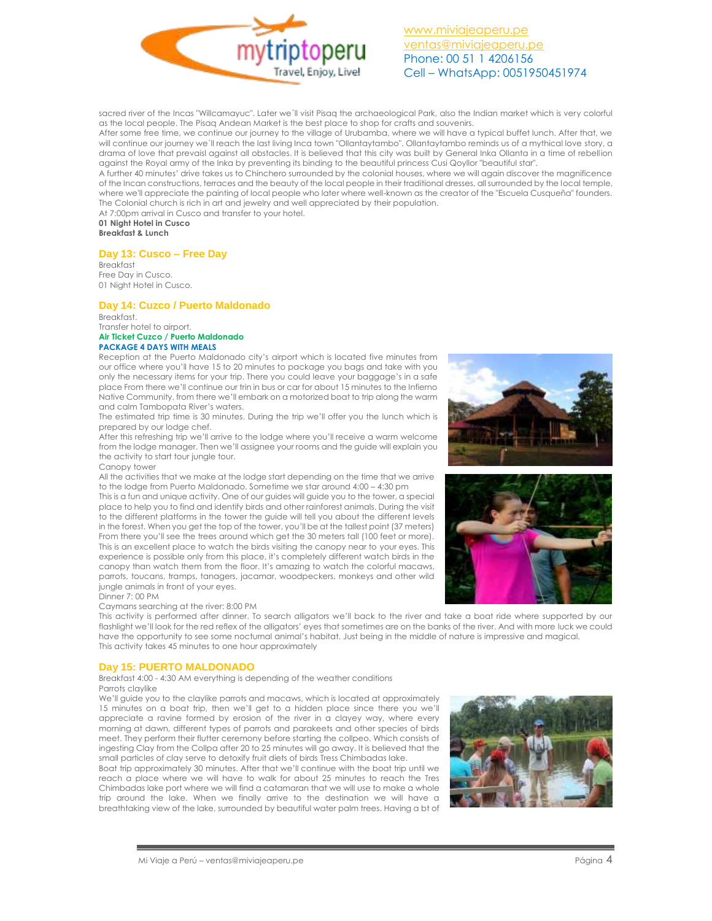sacred river of the Incas "Willcamayuc". Later we´ll visit Pisaq the archaeological Park, also the Indian market which is very colorful as the local people. The Pisaq Andean Market is the best place to shop for crafts and souvenirs.
After some free time, we continue our journey to the village of Urubamba, where we will have a typical buffet lunch. After that, we will continue our journey we´ll reach the last living Inca town "Ollantaytambo". Ollantaytambo reminds us of a mythical love story, a drama of love that prevaisl against all obstacles. It is believed that this city was built by General Inka Ollanta in a time of rebellion against the Royal army of the Inka by preventing its binding to the beautiful princess Cusi Qoyllor "beautiful star".
A further 40 minutes' drive takes us to Chinchero surrounded by the colonial houses, where we will again discover the magnificence of the Incan constructions, terraces and the beauty of the local people in their traditional dresses, all surrounded by the local temple, where we'll appreciate the painting of local people who later where well-known as the creator of the "Escuela Cusqueña" founders. The Colonial church is rich in art and jewelry and well appreciated by their population.
At 7:00pm arrival in Cusco and transfer to your hotel.
**01 Night Hotel in Cusco**
**Breakfast & Lunch**

## Day 13: Cusco – Free Day

Breakfast
Free Day in Cusco.
01 Night Hotel in Cusco.

## Day 14: Cuzco / Puerto Maldonado

Breakfast.
Transfer hotel to airport.
**Air Ticket Cuzco / Puerto Maldonado**
**PACKAGE 4 DAYS WITH MEALS**
Reception at the Puerto Maldonado city's airport which is located five minutes from our office where you'll have 15 to 20 minutes to package you bags and take with you only the necessary items for your trip. There you could leave your baggage's in a safe place From there we'll continue our trin in bus or car for about 15 minutes to the Infierno Native Community, from there we'll embark on a motorized boat to trip along the warm and calm Tambopata River's waters.
The estimated trip time is 30 minutes. During the trip we'll offer you the lunch which is prepared by our lodge chef.
After this refreshing trip we'll arrive to the lodge where you'll receive a warm welcome from the lodge manager. Then we'll assignee your rooms and the guide will explain you the activity to start tour jungle tour.
Canopy tower
All the activities that we make at the lodge start depending on the time that we arrive to the lodge from Puerto Maldonado. Sometime we star around 4:00 – 4:30 pm
This is a fun and unique activity. One of our guides will guide you to the tower, a special place to help you to find and identify birds and other rainforest animals. During the visit to the different platforms in the tower the guide will tell you about the different levels in the forest. When you get the top of the tower, you'll be at the tallest point (37 meters) From there you'll see the trees around which get the 30 meters tall (100 feet or more). This is an excellent place to watch the birds visiting the canopy near to your eyes. This experience is possible only from this place, it's completely different watch birds in the canopy than watch them from the floor. It's amazing to watch the colorful macaws, parrots, toucans, tramps, tanagers, jacamar, woodpeckers, monkeys and other wild jungle animals in front of your eyes.
Dinner 7: 00 PM
Caymans searching at the river: 8:00 PM
This activity is performed after dinner. To search alligators we'll back to the river and take a boat ride where supported by our flashlight we'll look for the red reflex of the alligators' eyes that sometimes are on the banks of the river. And with more luck we could have the opportunity to see some nocturnal animal's habitat. Just being in the middle of nature is impressive and magical.
This activity takes 45 minutes to one hour approximately

## Day 15: PUERTO MALDONADO

Breakfast 4:00 - 4:30 AM everything is depending of the weather conditions
Parrots claylike
We'll guide you to the claylike parrots and macaws, which is located at approximately 15 minutes on a boat trip, then we'll get to a hidden place since there you we'll appreciate a ravine formed by erosion of the river in a clayey way, where every morning at dawn, different types of parrots and parakeets and other species of birds meet. They perform their flutter ceremony before starting the collpeo. Which consists of ingesting Clay from the Collpa after 20 to 25 minutes will go away. It is believed that the small particles of clay serve to detoxify fruit diets of birds Tress Chimbadas lake.
Boat trip approximately 30 minutes. After that we'll continue with the boat trip until we reach a place where we will have to walk for about 25 minutes to reach the Tres Chimbadas lake port where we will find a catamaran that we will use to make a whole trip around the lake. When we finally arrive to the destination we will have a breathtaking view of the lake, surrounded by beautiful water palm trees. Having a bt of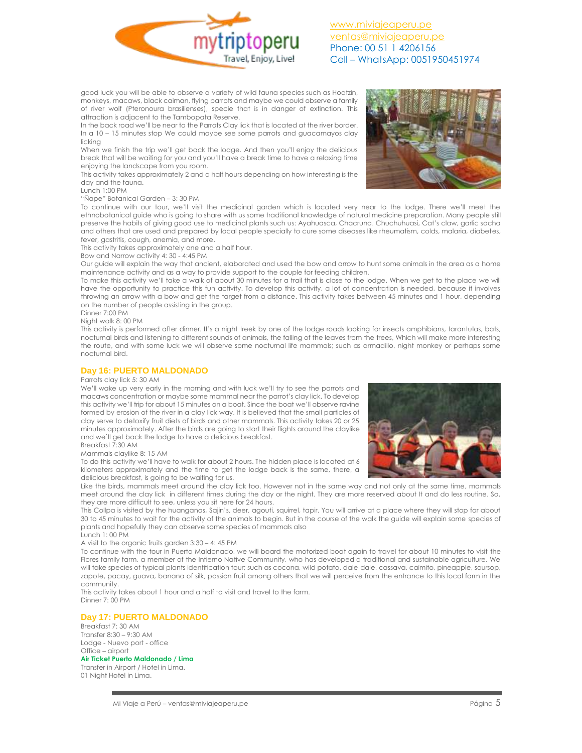good luck you will be able to observe a variety of wild fauna species such as Hoatzin, monkeys, macaws, black caiman, flying parrots and maybe we could observe a family of river wolf (Pteronoura brasilienses), specie that is in danger of extinction. This attraction is adjacent to the Tambopata Reserve.

In the back road we'll be near to the Parrots Clay lick that is located at the river border. In a 10 – 15 minutes stop We could maybe see some parrots and guacamayos clay licking

When we finish the trip we'll get back the lodge. And then you'll enjoy the delicious break that will be waiting for you and you'll have a break time to have a relaxing time enjoying the landscape from you room.

This activity takes approximately 2 and a half hours depending on how interesting is the day and the fauna.

Lunch 1:00 PM

"Ñape" Botanical Garden – 3: 30 PM

To continue with our tour, we'll visit the medicinal garden which is located very near to the lodge. There we'll meet the ethnobotanical guide who is going to share with us some traditional knowledge of natural medicine preparation. Many people still preserve the habits of giving good use to medicinal plants such us: Ayahuasca, Chacruna. Chuchuhuasi, Cat's claw, garlic sacha and others that are used and prepared by local people specially to cure some diseases like rheumatism, colds, malaria, diabetes, fever, gastritis, cough, anemia, and more.

This activity takes approximately one and a half hour.

Bow and Narrow activity 4: 30 - 4:45 PM

Our guide will explain the way that ancient, elaborated and used the bow and arrow to hunt some animals in the area as a home maintenance activity and as a way to provide support to the couple for feeding children.

To make this activity we'll take a walk of about 30 minutes for a trail that is close to the lodge. When we get to the place we will have the opportunity to practice this fun activity. To develop this activity, a lot of concentration is needed, because it involves throwing an arrow with a bow and get the target from a distance. This activity takes between 45 minutes and 1 hour, depending on the number of people assisting in the group.

Dinner 7:00 PM

Night walk 8: 00 PM

This activity is performed after dinner. It's a night treek by one of the lodge roads looking for insects amphibians, tarantulas, bats, nocturnal birds and listening to different sounds of animals, the falling of the leaves from the trees, Which will make more interesting the route, and with some luck we will observe some nocturnal life mammals; such as armadillo, night monkey or perhaps some nocturnal bird.

## Day 16: PUERTO MALDONADO

Parrots clay lick 5: 30 AM

We'll wake up very early in the morning and with luck we'll try to see the parrots and macaws concentration or maybe some mammal near the parrot's clay lick. To develop this activity we'll trip for about 15 minutes on a boat. Since the boat we'll observe ravine formed by erosion of the river in a clay lick way, It is believed that the small particles of clay serve to detoxify fruit diets of birds and other mammals. This activity takes 20 or 25 minutes approximately. After the birds are going to start their flights around the claylike and we`ll get back the lodge to have a delicious breakfast.

Breakfast 7:30 AM

Mammals claylike 8: 15 AM

To do this activity we'll have to walk for about 2 hours. The hidden place is located at 6 kilometers approximately and the time to get the lodge back is the same, there, a delicious breakfast, is going to be waiting for us.

Like the birds, mammals meet around the clay lick too. However not in the same way and not only at the same time, mammals meet around the clay lick in different times during the day or the night. They are more reserved about It and do less routine. So, they are more difficult to see, unless you sit here for 24 hours.

This Collpa is visited by the huanganas, Sajin's, deer, agouti, squirrel, tapir. You will arrive at a place where they will stop for about 30 to 45 minutes to wait for the activity of the animals to begin. But in the course of the walk the guide will explain some species of plants and hopefully they can observe some species of mammals also

Lunch 1: 00 PM

A visit to the organic fruits garden 3:30 – 4: 45 PM

To continue with the tour in Puerto Maldonado, we will board the motorized boat again to travel for about 10 minutes to visit the Flores family farm, a member of the Infierno Native Community, who has developed a traditional and sustainable agriculture. We will take species of typical plants identification tour; such as cocona, wild potato, dale-dale, cassava, caimito, pineapple, soursop, zapote, pacay, guava, banana of silk, passion fruit among others that we will perceive from the entrance to this local farm in the community.

This activity takes about 1 hour and a half to visit and travel to the farm.

Dinner 7: 00 PM

## Day 17: PUERTO MALDONADO

Breakfast 7: 30 AM

Transfer 8:30 – 9:30 AM

Lodge - Nuevo port - office

Office – airport

**Air Ticket Puerto Maldonado / Lima**

Transfer in Airport / Hotel in Lima.

01 Night Hotel in Lima.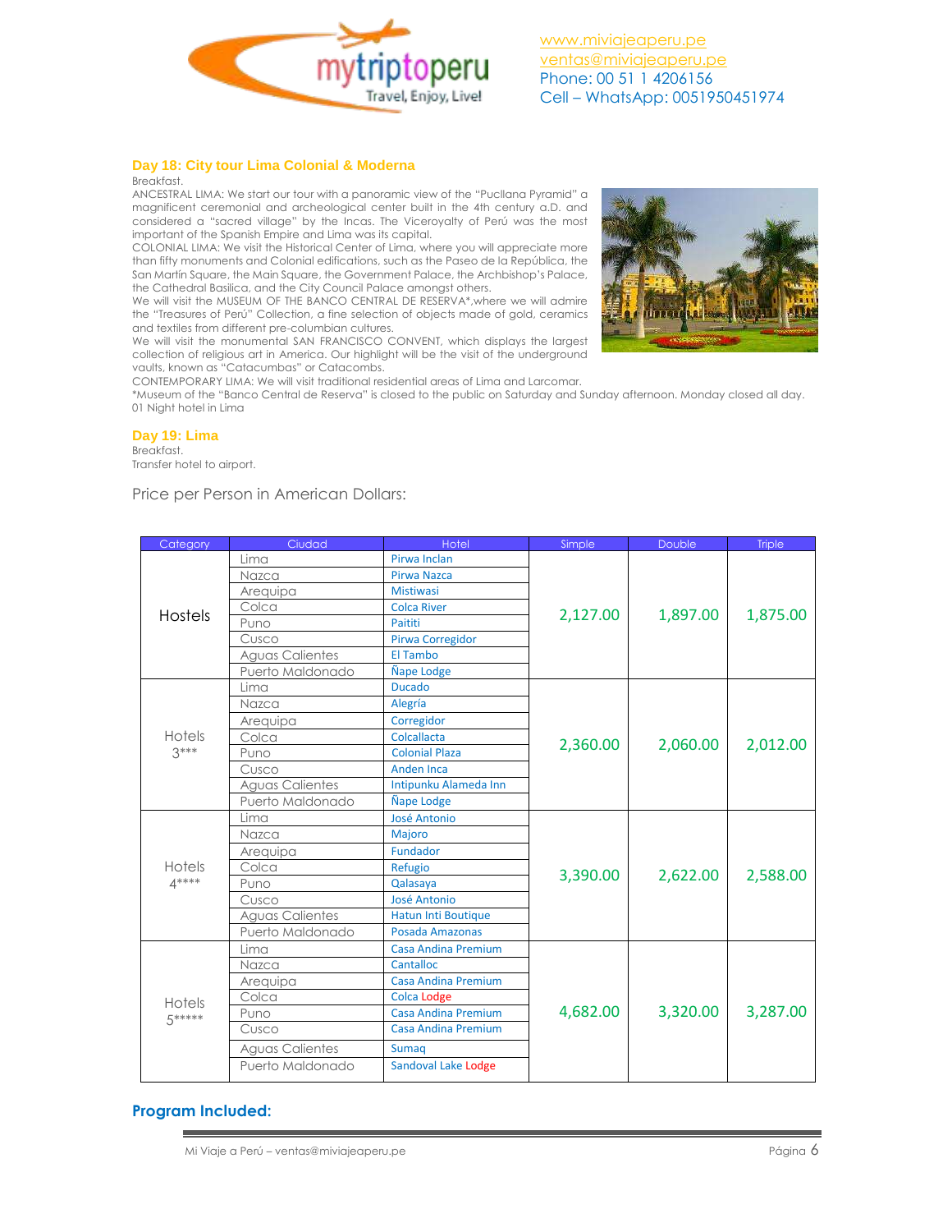## Day 18: City tour Lima Colonial & Moderna

Breakfast.

ANCESTRAL LIMA: We start our tour with a panoramic view of the "Pucllana Pyramid" a magnificent ceremonial and archeological center built in the 4th century a.D. and considered a "sacred village" by the Incas. The Viceroyalty of Perú was the most important of the Spanish Empire and Lima was its capital.

COLONIAL LIMA: We visit the Historical Center of Lima, where you will appreciate more than fifty monuments and Colonial edifications, such as the Paseo de la República, the San Martín Square, the Main Square, the Government Palace, the Archbishop's Palace, the Cathedral Basilica, and the City Council Palace amongst others.

We will visit the MUSEUM OF THE BANCO CENTRAL DE RESERVA*,where we will admire the "Treasures of Perú" Collection, a fine selection of objects made of gold, ceramics and textiles from different pre-columbian cultures.

We will visit the monumental SAN FRANCISCO CONVENT, which displays the largest collection of religious art in America. Our highlight will be the visit of the underground vaults, known as "Catacumbas" or Catacombs.

CONTEMPORARY LIMA: We will visit traditional residential areas of Lima and Larcomar.

*Museum of the "Banco Central de Reserva" is closed to the public on Saturday and Sunday afternoon. Monday closed all day.

01 Night hotel in Lima

## Day 19: Lima

Breakfast.

Transfer hotel to airport.

Price per Person in American Dollars:

| Category | Ciudad | Hotel | Simple | Double | Triple |
|---|---|---|---|---|---|
| Hostels | Lima | Pirwa Inclan | 2,127.00 | 1,897.00 | 1,875.00 |
| | Nazca | Pirwa Nazca | | | |
| | Arequipa | Mistiwasi | | | |
| | Colca | Colca River | | | |
| | Puno | Paititi | | | |
| | Cusco | Pirwa Corregidor | | | |
| | Aguas Calientes | El Tambo | | | |
| | Puerto Maldonado | Ñape Lodge | | | |
| Hotels 3*** | Lima | Ducado | 2,360.00 | 2,060.00 | 2,012.00 |
| | Nazca | Alegría | | | |
| | Arequipa | Corregidor | | | |
| | Colca | Colcallacta | | | |
| | Puno | Colonial Plaza | | | |
| | Cusco | Anden Inca | | | |
| | Aguas Calientes | Intipunku Alameda Inn | | | |
| | Puerto Maldonado | Ñape Lodge | | | |
| Hotels 4**** | Lima | José Antonio | 3,390.00 | 2,622.00 | 2,588.00 |
| | Nazca | Majoro | | | |
| | Arequipa | Fundador | | | |
| | Colca | Refugio | | | |
| | Puno | Qalasaya | | | |
| | Cusco | José Antonio | | | |
| | Aguas Calientes | Hatun Inti Boutique | | | |
| | Puerto Maldonado | Posada Amazonas | | | |
| Hotels 5***** | Lima | Casa Andina Premium | 4,682.00 | 3,320.00 | 3,287.00 |
| | Nazca | Cantalloc | | | |
| | Arequipa | Casa Andina Premium | | | |
| | Colca | Colca Lodge | | | |
| | Puno | Casa Andina Premium | | | |
| | Cusco | Casa Andina Premium | | | |
| | Aguas Calientes | Sumaq | | | |
| | Puerto Maldonado | Sandoval Lake Lodge | | | |

## Program Included: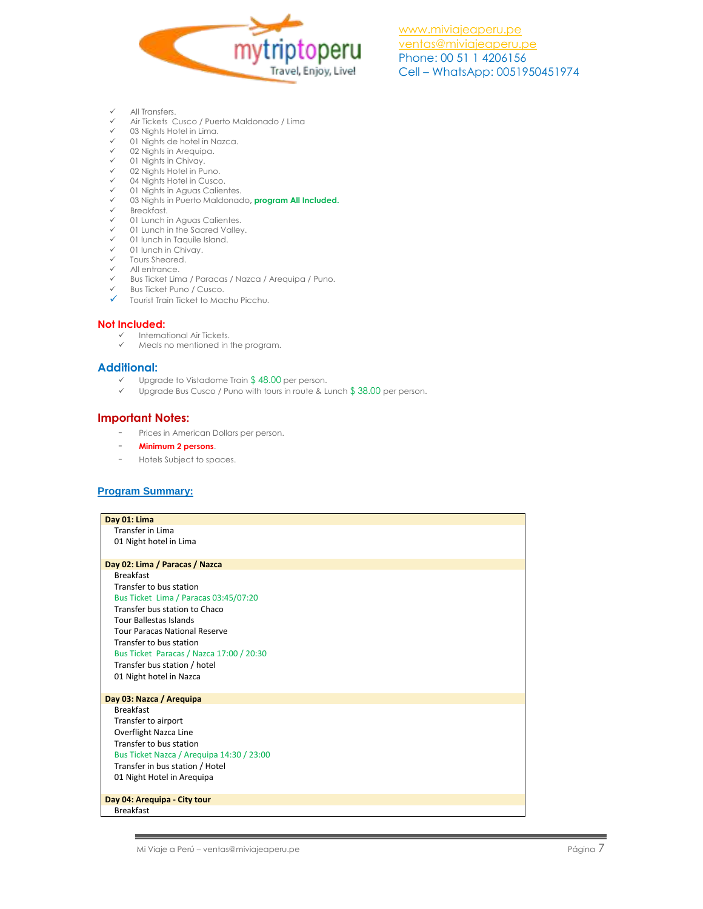www.miviajeaperu.pe
ventas@miviajeaperu.pe
Phone: 00 51 1 4206156
Cell – WhatsApp: 0051950451974

- ✓ All Transfers.
- ✓ Air Tickets Cusco / Puerto Maldonado / Lima
- ✓ 03 Nights Hotel in Lima.
- ✓ 01 Nights de hotel in Nazca.
- ✓ 02 Nights in Arequipa.
- ✓ 01 Nights in Chivay.
- ✓ 02 Nights Hotel in Puno.
- ✓ 04 Nights Hotel in Cusco.
- ✓ 01 Nights in Aguas Calientes.
- ✓ 03 Nights in Puerto Maldonado, **program All Included.**
- ✓ Breakfast.
- ✓ 01 Lunch in Aguas Calientes.
- ✓ 01 Lunch in the Sacred Valley.
- ✓ 01 lunch in Taquile Island.
- ✓ 01 lunch in Chivay.
- ✓ Tours Sheared.
- ✓ All entrance.
- ✓ Bus Ticket Lima / Paracas / Nazca / Arequipa / Puno.
- ✓ Bus Ticket Puno / Cusco.
- ✓ Tourist Train Ticket to Machu Picchu.

## Not Included:

- ✓ International Air Tickets.
- ✓ Meals no mentioned in the program.

## Additional:

- ✓ Upgrade to Vistadome Train $ 48.00 per person.
- ✓ Upgrade Bus Cusco / Puno with tours in route & Lunch $ 38.00 per person.

## Important Notes:

- Prices in American Dollars per person.
- **Minimum 2 persons**.
- Hotels Subject to spaces.

## Program Summary:

**Day 01: Lima**
Transfer in Lima
01 Night hotel in Lima

**Day 02: Lima / Paracas / Nazca**
Breakfast
Transfer to bus station
Bus Ticket Lima / Paracas 03:45/07:20
Transfer bus station to Chaco
Tour Ballestas Islands
Tour Paracas National Reserve
Transfer to bus station
Bus Ticket Paracas / Nazca 17:00 / 20:30
Transfer bus station / hotel
01 Night hotel in Nazca

**Day 03: Nazca / Arequipa**
Breakfast
Transfer to airport
Overflight Nazca Line
Transfer to bus station
Bus Ticket Nazca / Arequipa 14:30 / 23:00
Transfer in bus station / Hotel
01 Night Hotel in Arequipa

**Day 04: Arequipa - City tour**
Breakfast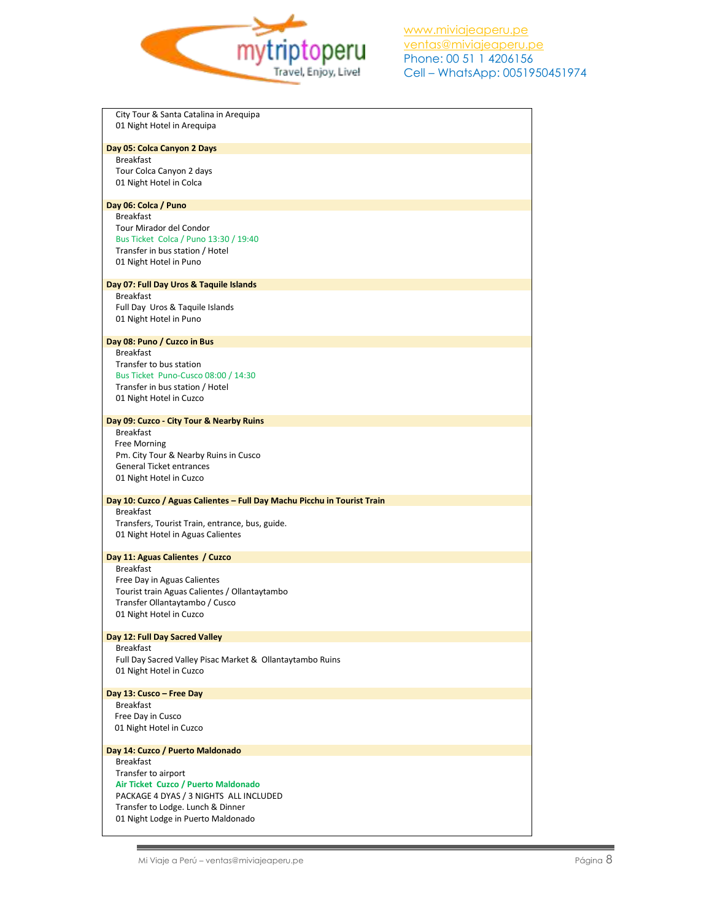City Tour & Santa Catalina in Arequipa
01 Night Hotel in Arequipa

**Day 05: Colca Canyon 2 Days**

Breakfast
Tour Colca Canyon 2 days
01 Night Hotel in Colca

**Day 06: Colca / Puno**

Breakfast
Tour Mirador del Condor
Bus Ticket Colca / Puno 13:30 / 19:40
Transfer in bus station / Hotel
01 Night Hotel in Puno

**Day 07: Full Day Uros & Taquile Islands**

Breakfast
Full Day Uros & Taquile Islands
01 Night Hotel in Puno

**Day 08: Puno / Cuzco in Bus**

Breakfast
Transfer to bus station
Bus Ticket Puno-Cusco 08:00 / 14:30
Transfer in bus station / Hotel
01 Night Hotel in Cuzco

**Day 09: Cuzco - City Tour & Nearby Ruins**

Breakfast
Free Morning
Pm. City Tour & Nearby Ruins in Cusco
General Ticket entrances
01 Night Hotel in Cuzco

**Day 10: Cuzco / Aguas Calientes – Full Day Machu Picchu in Tourist Train**

Breakfast
Transfers, Tourist Train, entrance, bus, guide.
01 Night Hotel in Aguas Calientes

**Day 11: Aguas Calientes / Cuzco**

Breakfast
Free Day in Aguas Calientes
Tourist train Aguas Calientes / Ollantaytambo
Transfer Ollantaytambo / Cusco
01 Night Hotel in Cuzco

**Day 12: Full Day Sacred Valley**

Breakfast
Full Day Sacred Valley Pisac Market & Ollantaytambo Ruins
01 Night Hotel in Cuzco

**Day 13: Cusco – Free Day**

Breakfast
Free Day in Cusco
01 Night Hotel in Cuzco

**Day 14: Cuzco / Puerto Maldonado**

Breakfast
Transfer to airport
**Air Ticket Cuzco / Puerto Maldonado**
PACKAGE 4 DYAS / 3 NIGHTS ALL INCLUDED
Transfer to Lodge. Lunch & Dinner
01 Night Lodge in Puerto Maldonado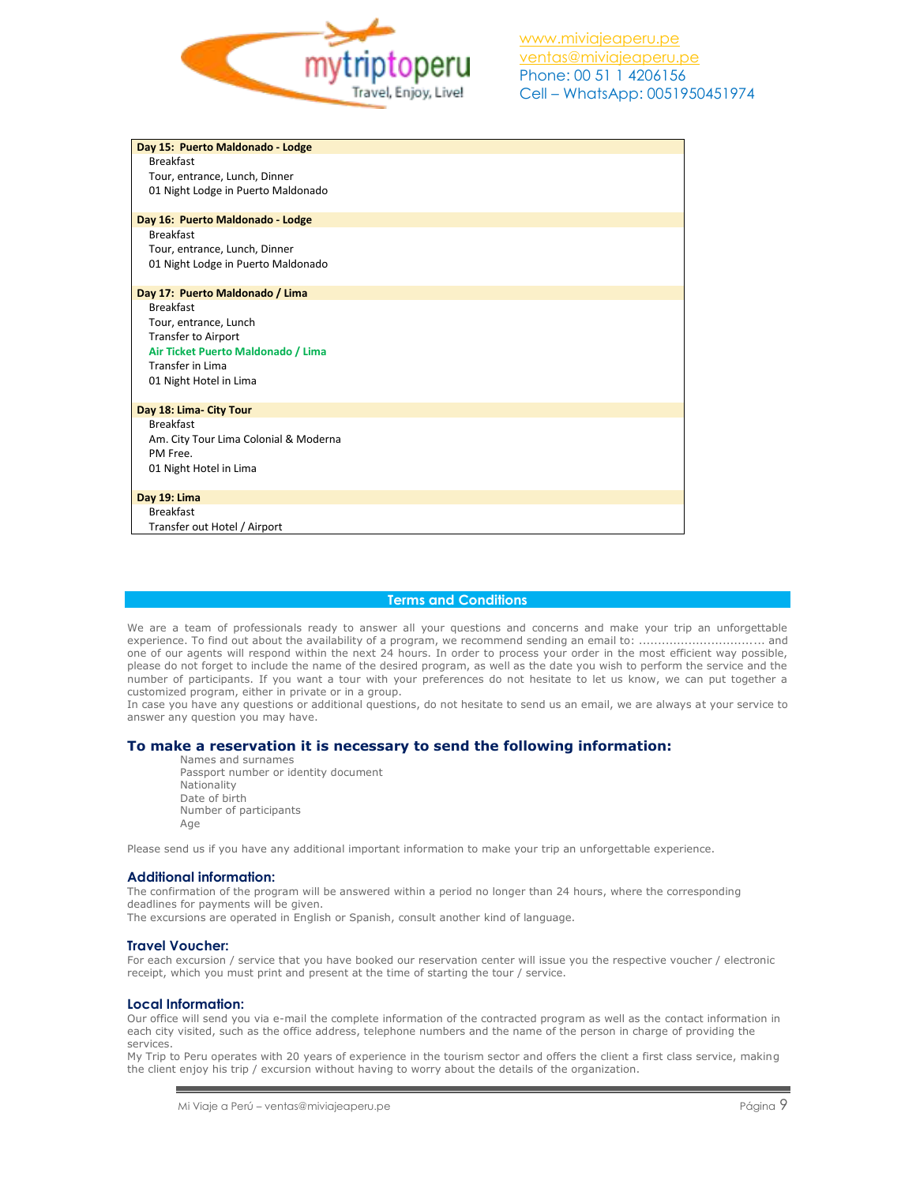**Day 15: Puerto Maldonado - Lodge**

Breakfast
Tour, entrance, Lunch, Dinner
01 Night Lodge in Puerto Maldonado

**Day 16: Puerto Maldonado - Lodge**

Breakfast
Tour, entrance, Lunch, Dinner
01 Night Lodge in Puerto Maldonado

**Day 17: Puerto Maldonado / Lima**

Breakfast
Tour, entrance, Lunch
Transfer to Airport
**Air Ticket Puerto Maldonado / Lima**
Transfer in Lima
01 Night Hotel in Lima

**Day 18: Lima- City Tour**

Breakfast
Am. City Tour Lima Colonial & Moderna
PM Free.
01 Night Hotel in Lima

**Day 19: Lima**

Breakfast
Transfer out Hotel / Airport

## Terms and Conditions

We are a team of professionals ready to answer all your questions and concerns and make your trip an unforgettable experience. To find out about the availability of a program, we recommend sending an email to: ................................ and one of our agents will respond within the next 24 hours. In order to process your order in the most efficient way possible, please do not forget to include the name of the desired program, as well as the date you wish to perform the service and the number of participants. If you want a tour with your preferences do not hesitate to let us know, we can put together a customized program, either in private or in a group.
In case you have any questions or additional questions, do not hesitate to send us an email, we are always at your service to answer any question you may have.

### To make a reservation it is necessary to send the following information:

- Names and surnames
- Passport number or identity document
- Nationality
- Date of birth
- Number of participants
- Age

Please send us if you have any additional important information to make your trip an unforgettable experience.

### Additional information:

The confirmation of the program will be answered within a period no longer than 24 hours, where the corresponding deadlines for payments will be given.
The excursions are operated in English or Spanish, consult another kind of language.

### Travel Voucher:

For each excursion / service that you have booked our reservation center will issue you the respective voucher / electronic receipt, which you must print and present at the time of starting the tour / service.

### Local Information:

Our office will send you via e-mail the complete information of the contracted program as well as the contact information in each city visited, such as the office address, telephone numbers and the name of the person in charge of providing the services.
My Trip to Peru operates with 20 years of experience in the tourism sector and offers the client a first class service, making the client enjoy his trip / excursion without having to worry about the details of the organization.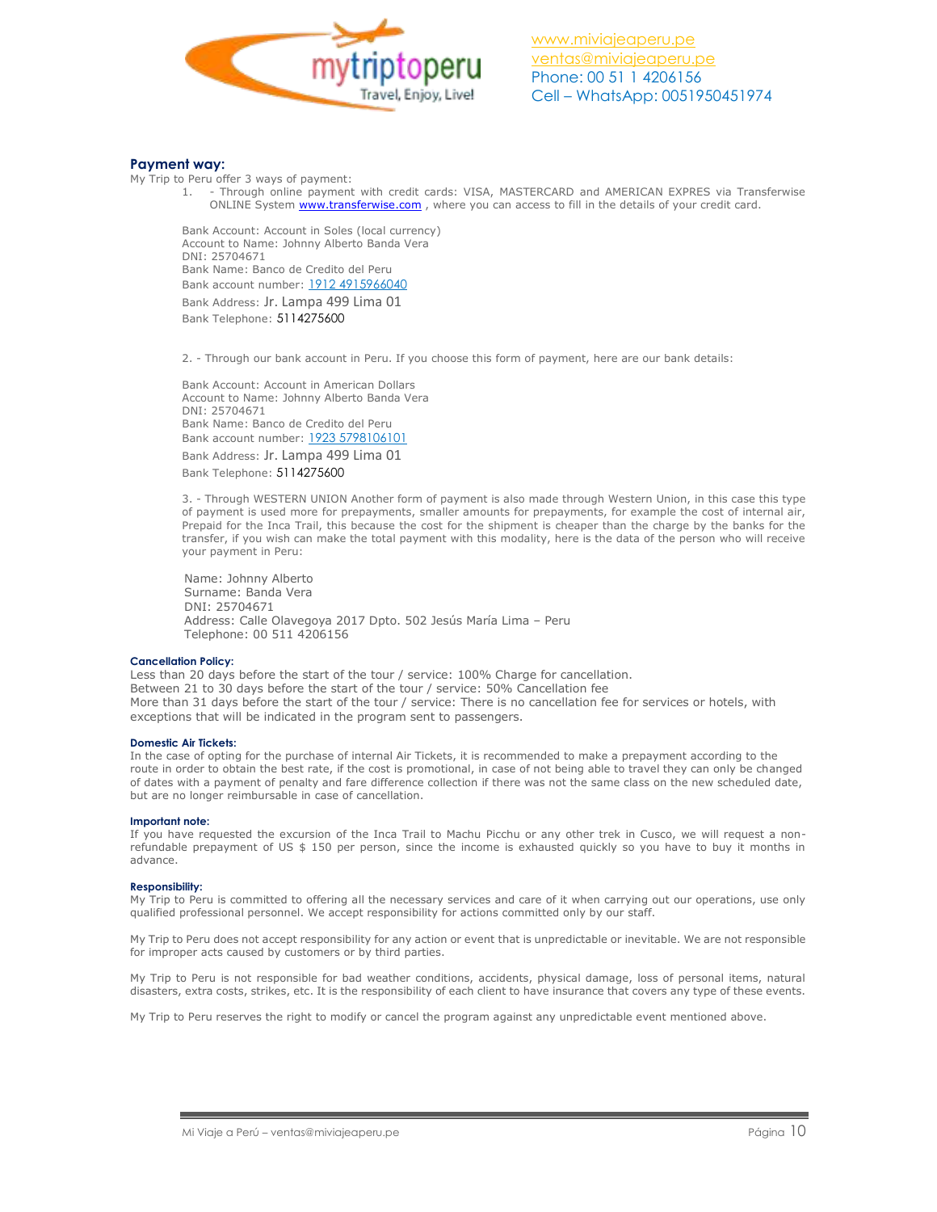www.miviajeaperu.pe
ventas@miviajeaperu.pe
Phone: 00 51 1 4206156
Cell – WhatsApp: 0051950451974

## Payment way:

My Trip to Peru offer 3 ways of payment:

1. - Through online payment with credit cards: VISA, MASTERCARD and AMERICAN EXPRES via Transferwise ONLINE System www.transferwise.com , where you can access to fill in the details of your credit card.

   Bank Account: Account in Soles (local currency)
   Account to Name: Johnny Alberto Banda Vera
   DNI: 25704671
   Bank Name: Banco de Credito del Peru
   Bank account number: 1912 4915966040
   Bank Address: Jr. Lampa 499 Lima 01
   Bank Telephone: 5114275600

2. - Through our bank account in Peru. If you choose this form of payment, here are our bank details:

   Bank Account: Account in American Dollars
   Account to Name: Johnny Alberto Banda Vera
   DNI: 25704671
   Bank Name: Banco de Credito del Peru
   Bank account number: 1923 5798106101
   Bank Address: Jr. Lampa 499 Lima 01
   Bank Telephone: 5114275600

3. - Through WESTERN UNION Another form of payment is also made through Western Union, in this case this type of payment is used more for prepayments, smaller amounts for prepayments, for example the cost of internal air, Prepaid for the Inca Trail, this because the cost for the shipment is cheaper than the charge by the banks for the transfer, if you wish can make the total payment with this modality, here is the data of the person who will receive your payment in Peru:

   Name: Johnny Alberto
   Surname: Banda Vera
   DNI: 25704671
   Address: Calle Olavegoya 2017 Dpto. 502 Jesús María Lima – Peru
   Telephone: 00 511 4206156

### Cancellation Policy:

Less than 20 days before the start of the tour / service: 100% Charge for cancellation.
Between 21 to 30 days before the start of the tour / service: 50% Cancellation fee
More than 31 days before the start of the tour / service: There is no cancellation fee for services or hotels, with exceptions that will be indicated in the program sent to passengers.

### Domestic Air Tickets:

In the case of opting for the purchase of internal Air Tickets, it is recommended to make a prepayment according to the route in order to obtain the best rate, if the cost is promotional, in case of not being able to travel they can only be changed of dates with a payment of penalty and fare difference collection if there was not the same class on the new scheduled date, but are no longer reimbursable in case of cancellation.

### Important note:

If you have requested the excursion of the Inca Trail to Machu Picchu or any other trek in Cusco, we will request a non-refundable prepayment of US $ 150 per person, since the income is exhausted quickly so you have to buy it months in advance.

### Responsibility:

My Trip to Peru is committed to offering all the necessary services and care of it when carrying out our operations, use only qualified professional personnel. We accept responsibility for actions committed only by our staff.

My Trip to Peru does not accept responsibility for any action or event that is unpredictable or inevitable. We are not responsible for improper acts caused by customers or by third parties.

My Trip to Peru is not responsible for bad weather conditions, accidents, physical damage, loss of personal items, natural disasters, extra costs, strikes, etc. It is the responsibility of each client to have insurance that covers any type of these events.

My Trip to Peru reserves the right to modify or cancel the program against any unpredictable event mentioned above.